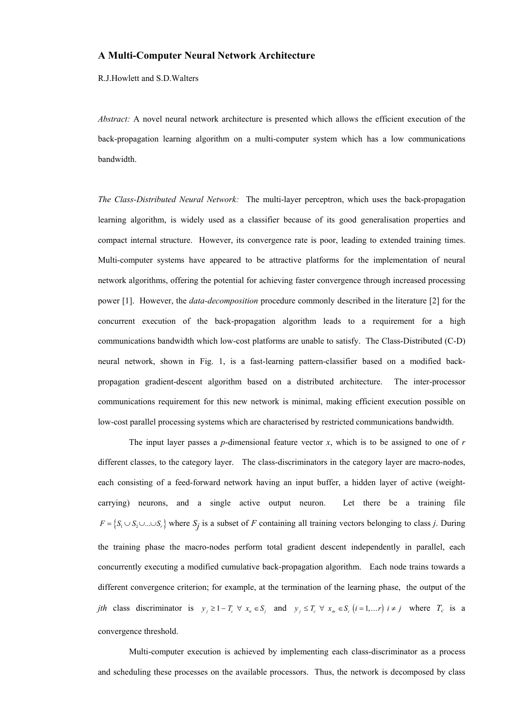# A Multi-Computer Neural Network Architecture

R.J.Howlett and S.D.Walters

*Abstract:* A novel neural network architecture is presented which allows the efficient execution of the back-propagation learning algorithm on a multi-computer system which has a low communications bandwidth.

*The Class-Distributed Neural Network:* The multi-layer perceptron, which uses the back-propagation learning algorithm, is widely used as a classifier because of its good generalisation properties and compact internal structure. However, its convergence rate is poor, leading to extended training times. Multi-computer systems have appeared to be attractive platforms for the implementation of neural network algorithms, offering the potential for achieving faster convergence through increased processing power [1]. However, the *data-decomposition* procedure commonly described in the literature [2] for the concurrent execution of the back-propagation algorithm leads to a requirement for a high communications bandwidth which low-cost platforms are unable to satisfy. The Class-Distributed (C-D) neural network, shown in Fig. 1, is a fast-learning pattern-classifier based on a modified back-propagation gradient-descent algorithm based on a distributed architecture. The inter-processor communications requirement for this new network is minimal, making efficient execution possible on low-cost parallel processing systems which are characterised by restricted communications bandwidth.

The input layer passes a *p*-dimensional feature vector *x*, which is to be assigned to one of *r* different classes, to the category layer. The class-discriminators in the category layer are macro-nodes, each consisting of a feed-forward network having an input buffer, a hidden layer of active (weight-carrying) neurons, and a single active output neuron. Let there be a training file $F = \{S_1 \cup S_2 \cup ... \cup S_r\}$ where $S_j$ is a subset of *F* containing all training vectors belonging to class *j*. During the training phase the macro-nodes perform total gradient descent independently in parallel, each concurrently executing a modified cumulative back-propagation algorithm. Each node trains towards a different convergence criterion; for example, at the termination of the learning phase, the output of the *jth* class discriminator is $y_j \geq 1 - T_c \;\; \forall \;\; x_n \in S_j$ and $y_j \leq T_c \;\; \forall \;\; x_m \in S_i \;\; (i = 1, \ldots r) \;\; i \neq j$ where $T_c$ is a convergence threshold.

Multi-computer execution is achieved by implementing each class-discriminator as a process and scheduling these processes on the available processors. Thus, the network is decomposed by class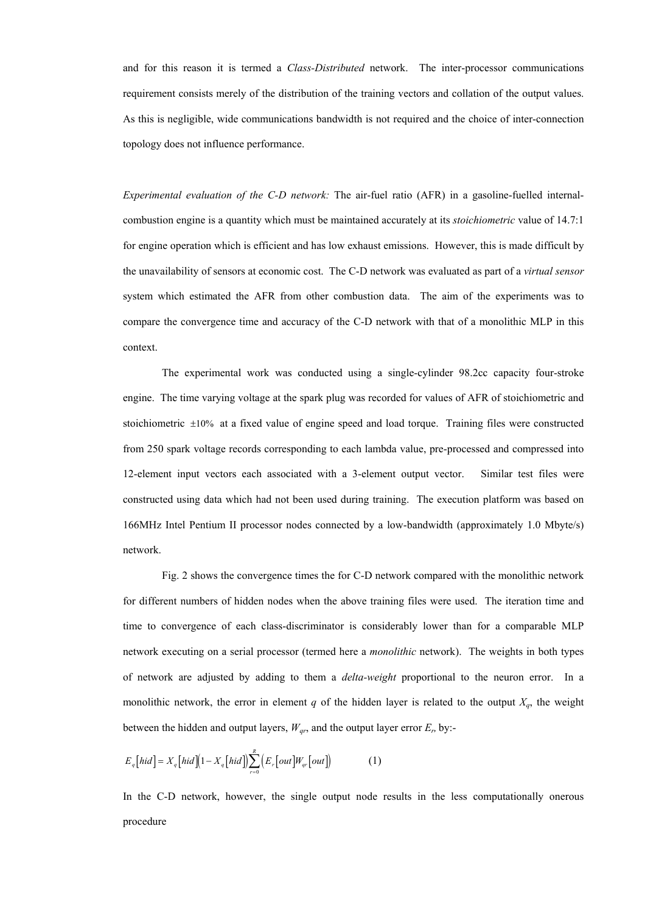and for this reason it is termed a *Class-Distributed* network. The inter-processor communications requirement consists merely of the distribution of the training vectors and collation of the output values. As this is negligible, wide communications bandwidth is not required and the choice of inter-connection topology does not influence performance.

*Experimental evaluation of the C-D network:* The air-fuel ratio (AFR) in a gasoline-fuelled internal-combustion engine is a quantity which must be maintained accurately at its *stoichiometric* value of 14.7:1 for engine operation which is efficient and has low exhaust emissions. However, this is made difficult by the unavailability of sensors at economic cost. The C-D network was evaluated as part of a *virtual sensor* system which estimated the AFR from other combustion data. The aim of the experiments was to compare the convergence time and accuracy of the C-D network with that of a monolithic MLP in this context.

The experimental work was conducted using a single-cylinder 98.2cc capacity four-stroke engine. The time varying voltage at the spark plug was recorded for values of AFR of stoichiometric and stoichiometric $\pm 10\%$ at a fixed value of engine speed and load torque. Training files were constructed from 250 spark voltage records corresponding to each lambda value, pre-processed and compressed into 12-element input vectors each associated with a 3-element output vector. Similar test files were constructed using data which had not been used during training. The execution platform was based on 166MHz Intel Pentium II processor nodes connected by a low-bandwidth (approximately 1.0 Mbyte/s) network.

Fig. 2 shows the convergence times the for C-D network compared with the monolithic network for different numbers of hidden nodes when the above training files were used. The iteration time and time to convergence of each class-discriminator is considerably lower than for a comparable MLP network executing on a serial processor (termed here a *monolithic* network). The weights in both types of network are adjusted by adding to them a *delta-weight* proportional to the neuron error. In a monolithic network, the error in element $q$ of the hidden layer is related to the output $X_q$, the weight between the hidden and output layers, $W_{qr}$, and the output layer error $E_r$, by:-

$$E_q[hid] = X_q[hid]\left(1 - X_q[hid]\right)\sum_{r=0}^{R}\left(E_r[out]W_{qr}[out]\right) \qquad (1)$$

In the C-D network, however, the single output node results in the less computationally onerous procedure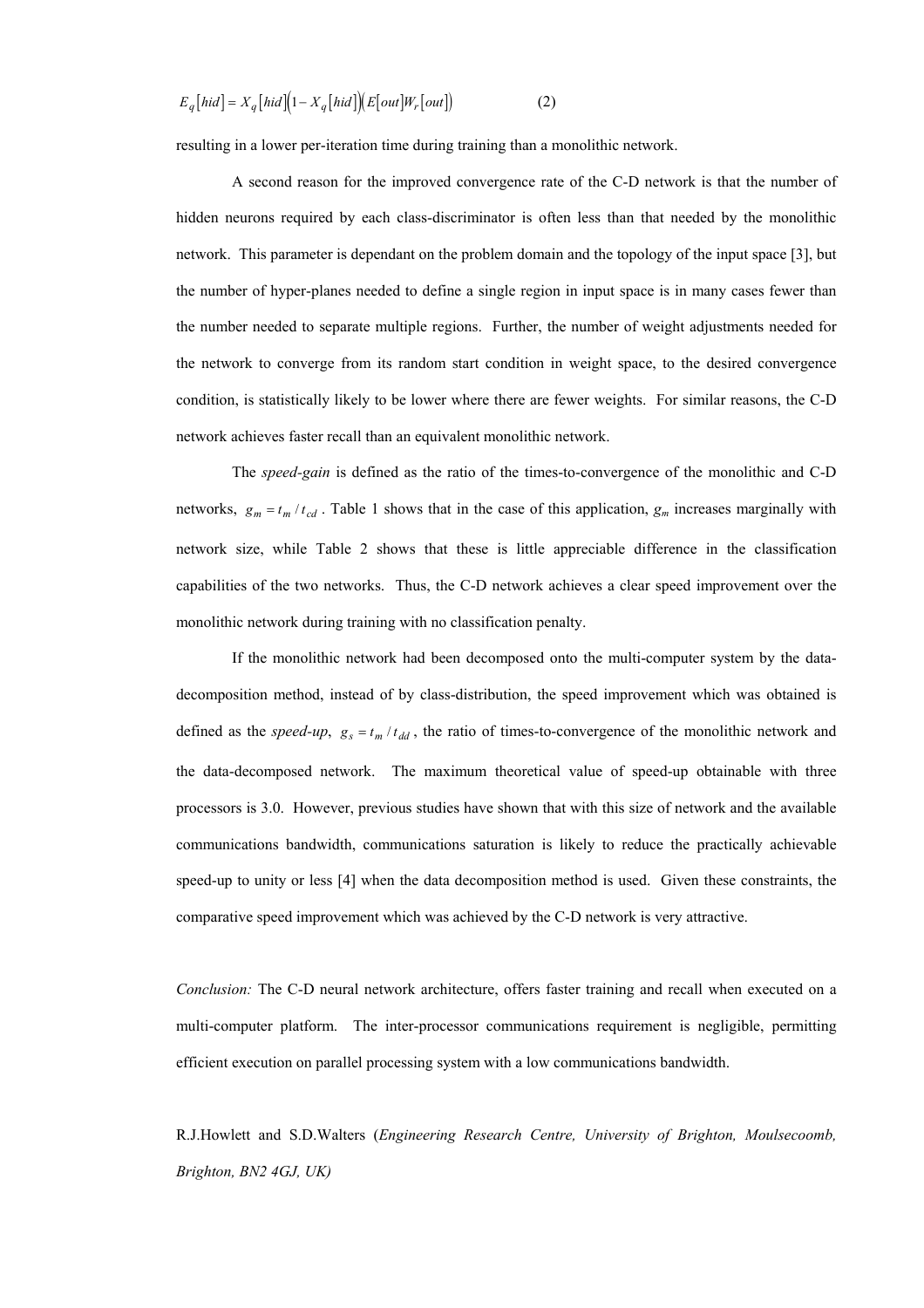$$E_q\left[hid\right] = X_q\left[hid\right]\left(1 - X_q\left[hid\right]\right)\left(E\left[out\right]W_r\left[out\right]\right) \qquad (2)$$

resulting in a lower per-iteration time during training than a monolithic network.

A second reason for the improved convergence rate of the C-D network is that the number of hidden neurons required by each class-discriminator is often less than that needed by the monolithic network. This parameter is dependant on the problem domain and the topology of the input space [3], but the number of hyper-planes needed to define a single region in input space is in many cases fewer than the number needed to separate multiple regions. Further, the number of weight adjustments needed for the network to converge from its random start condition in weight space, to the desired convergence condition, is statistically likely to be lower where there are fewer weights. For similar reasons, the C-D network achieves faster recall than an equivalent monolithic network.

The *speed-gain* is defined as the ratio of the times-to-convergence of the monolithic and C-D networks, $g_m = t_m / t_{cd}$. Table 1 shows that in the case of this application, $g_m$ increases marginally with network size, while Table 2 shows that these is little appreciable difference in the classification capabilities of the two networks. Thus, the C-D network achieves a clear speed improvement over the monolithic network during training with no classification penalty.

If the monolithic network had been decomposed onto the multi-computer system by the data-decomposition method, instead of by class-distribution, the speed improvement which was obtained is defined as the *speed-up*, $g_s = t_m / t_{dd}$, the ratio of times-to-convergence of the monolithic network and the data-decomposed network. The maximum theoretical value of speed-up obtainable with three processors is 3.0. However, previous studies have shown that with this size of network and the available communications bandwidth, communications saturation is likely to reduce the practically achievable speed-up to unity or less [4] when the data decomposition method is used. Given these constraints, the comparative speed improvement which was achieved by the C-D network is very attractive.

*Conclusion:* The C-D neural network architecture, offers faster training and recall when executed on a multi-computer platform. The inter-processor communications requirement is negligible, permitting efficient execution on parallel processing system with a low communications bandwidth.

R.J.Howlett and S.D.Walters (*Engineering Research Centre, University of Brighton, Moulsecoomb, Brighton, BN2 4GJ, UK)*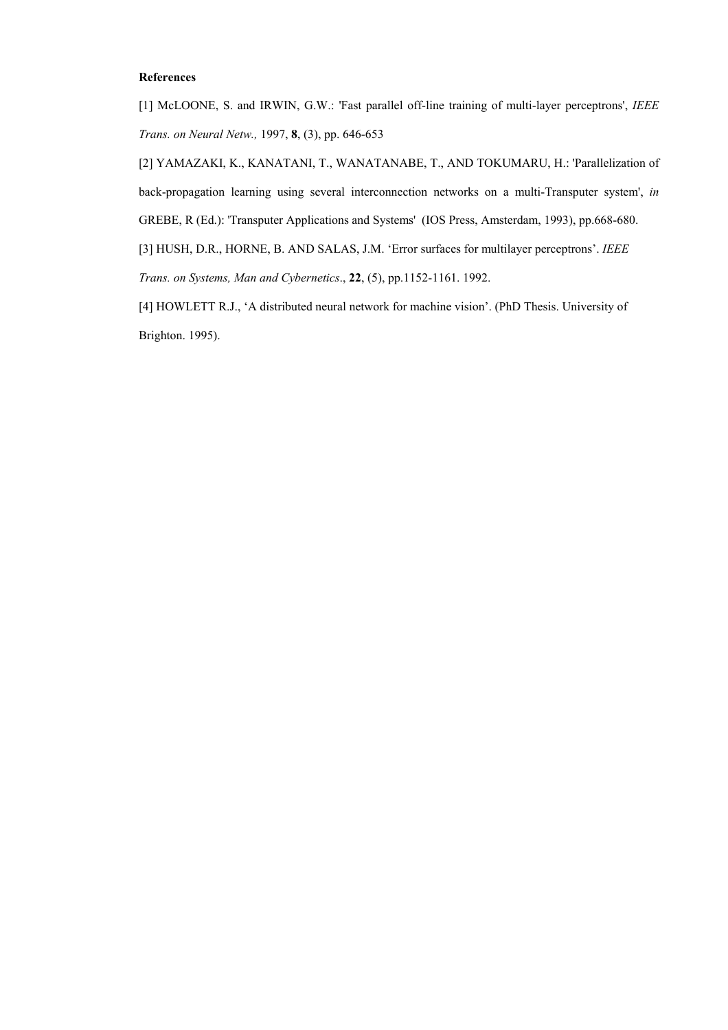**References**

[1] McLOONE, S. and IRWIN, G.W.: 'Fast parallel off-line training of multi-layer perceptrons', *IEEE Trans. on Neural Netw.,* 1997, **8**, (3), pp. 646-653

[2] YAMAZAKI, K., KANATANI, T., WANATANABE, T., AND TOKUMARU, H.: 'Parallelization of back-propagation learning using several interconnection networks on a multi-Transputer system', *in* GREBE, R (Ed.): 'Transputer Applications and Systems' (IOS Press, Amsterdam, 1993), pp.668-680.

[3] HUSH, D.R., HORNE, B. AND SALAS, J.M. 'Error surfaces for multilayer perceptrons'. *IEEE Trans. on Systems, Man and Cybernetics*., **22**, (5), pp.1152-1161. 1992.

[4] HOWLETT R.J., 'A distributed neural network for machine vision'. (PhD Thesis. University of Brighton. 1995).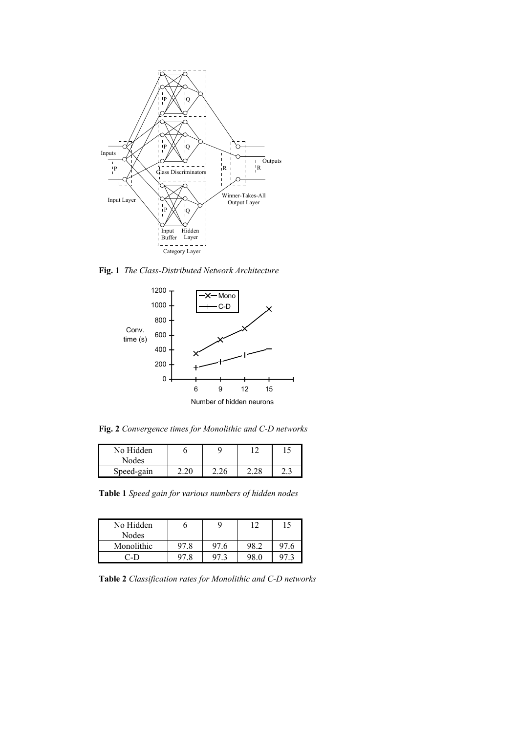Inputs

P

Input Layer

P

Q

P

Q

Class Discriminators

P

Q

Input Buffer

Hidden Layer

Category Layer

R

R

Outputs

Winner-Takes-All Output Layer

**Fig. 1** *The Class-Distributed Network Architecture*

1200
1000
800
600
400
200
0

Conv. time (s)

Mono

C-D

6
9
12
15

Number of hidden neurons

**Fig. 2** *Convergence times for Monolithic and C-D networks*

| No Hidden Nodes | 6 | 9 | 12 | 15 |
| --- | --- | --- | --- | --- |
| Speed-gain | 2.20 | 2.26 | 2.28 | 2.3 |

**Table 1** *Speed gain for various numbers of hidden nodes*

| No Hidden Nodes | 6 | 9 | 12 | 15 |
| --- | --- | --- | --- | --- |
| Monolithic | 97.8 | 97.6 | 98.2 | 97.6 |
| C-D | 97.8 | 97.3 | 98.0 | 97.3 |

**Table 2** *Classification rates for Monolithic and C-D networks*